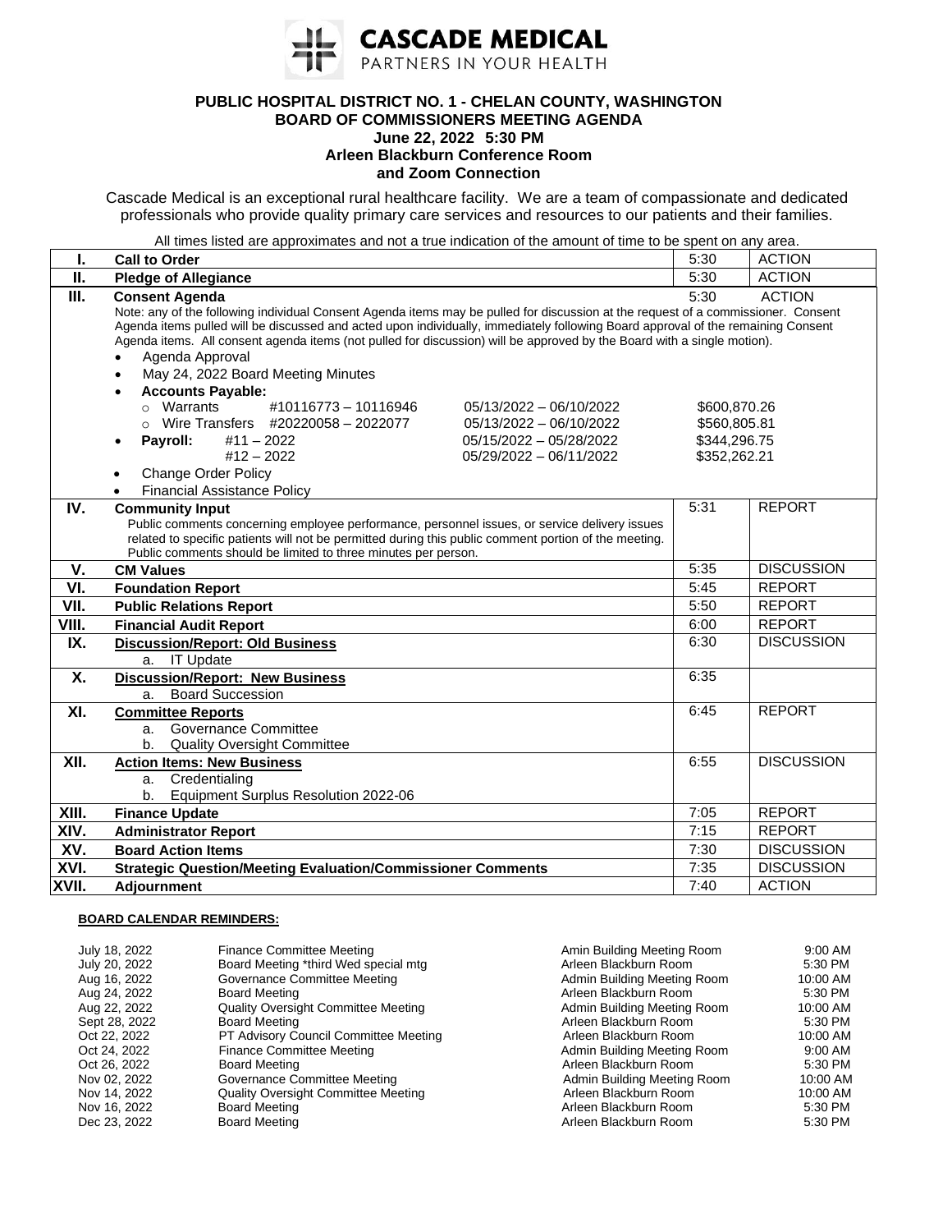**CASCADE MEDICAL**
PARTNERS IN YOUR HEALTH

# PUBLIC HOSPITAL DISTRICT NO. 1 - CHELAN COUNTY, WASHINGTON
## BOARD OF COMMISSIONERS MEETING AGENDA
### June 22, 2022 5:30 PM
### Arleen Blackburn Conference Room
### and Zoom Connection

Cascade Medical is an exceptional rural healthcare facility. We are a team of compassionate and dedicated professionals who provide quality primary care services and resources to our patients and their families.

All times listed are approximates and not a true indication of the amount of time to be spent on any area.

| | | | |
|---|---|---|---|
| I. | **Call to Order** | 5:30 | ACTION |
| II. | **Pledge of Allegiance** | 5:30 | ACTION |
| III. | **Consent Agenda**<br>Note: any of the following individual Consent Agenda items may be pulled for discussion at the request of a commissioner. Consent Agenda items pulled will be discussed and acted upon individually, immediately following Board approval of the remaining Consent Agenda items. All consent agenda items (not pulled for discussion) will be approved by the Board with a single motion).<br>• Agenda Approval<br>• May 24, 2022 Board Meeting Minutes<br>• **Accounts Payable:**<br>  ○ Warrants #10116773 – 10116946 05/13/2022 – 06/10/2022 \$600,870.26<br>  ○ Wire Transfers #20220058 – 2022077 05/13/2022 – 06/10/2022 \$560,805.81<br>• **Payroll:** #11 – 2022 05/15/2022 – 05/28/2022 \$344,296.75<br>  #12 – 2022 05/29/2022 – 06/11/2022 \$352,262.21<br>• Change Order Policy<br>• Financial Assistance Policy | 5:30 | ACTION |
| IV. | **Community Input**<br>Public comments concerning employee performance, personnel issues, or service delivery issues related to specific patients will not be permitted during this public comment portion of the meeting. Public comments should be limited to three minutes per person. | 5:31 | REPORT |
| V. | **CM Values** | 5:35 | DISCUSSION |
| VI. | **Foundation Report** | 5:45 | REPORT |
| VII. | **Public Relations Report** | 5:50 | REPORT |
| VIII. | **Financial Audit Report** | 6:00 | REPORT |
| IX. | **Discussion/Report: Old Business**<br>a. IT Update | 6:30 | DISCUSSION |
| X. | **Discussion/Report: New Business**<br>a. Board Succession | 6:35 | |
| XI. | **Committee Reports**<br>a. Governance Committee<br>b. Quality Oversight Committee | 6:45 | REPORT |
| XII. | **Action Items: New Business**<br>a. Credentialing<br>b. Equipment Surplus Resolution 2022-06 | 6:55 | DISCUSSION |
| XIII. | **Finance Update** | 7:05 | REPORT |
| XIV. | **Administrator Report** | 7:15 | REPORT |
| XV. | **Board Action Items** | 7:30 | DISCUSSION |
| XVI. | **Strategic Question/Meeting Evaluation/Commissioner Comments** | 7:35 | DISCUSSION |
| XVII. | **Adjournment** | 7:40 | ACTION |

**BOARD CALENDAR REMINDERS:**

| | | | |
|---|---|---|---|
| July 18, 2022 | Finance Committee Meeting | Amin Building Meeting Room | 9:00 AM |
| July 20, 2022 | Board Meeting *third Wed special mtg | Arleen Blackburn Room | 5:30 PM |
| Aug 16, 2022 | Governance Committee Meeting | Admin Building Meeting Room | 10:00 AM |
| Aug 24, 2022 | Board Meeting | Arleen Blackburn Room | 5:30 PM |
| Aug 22, 2022 | Quality Oversight Committee Meeting | Admin Building Meeting Room | 10:00 AM |
| Sept 28, 2022 | Board Meeting | Arleen Blackburn Room | 5:30 PM |
| Oct 22, 2022 | PT Advisory Council Committee Meeting | Arleen Blackburn Room | 10:00 AM |
| Oct 24, 2022 | Finance Committee Meeting | Admin Building Meeting Room | 9:00 AM |
| Oct 26, 2022 | Board Meeting | Arleen Blackburn Room | 5:30 PM |
| Nov 02, 2022 | Governance Committee Meeting | Admin Building Meeting Room | 10:00 AM |
| Nov 14, 2022 | Quality Oversight Committee Meeting | Arleen Blackburn Room | 10:00 AM |
| Nov 16, 2022 | Board Meeting | Arleen Blackburn Room | 5:30 PM |
| Dec 23, 2022 | Board Meeting | Arleen Blackburn Room | 5:30 PM |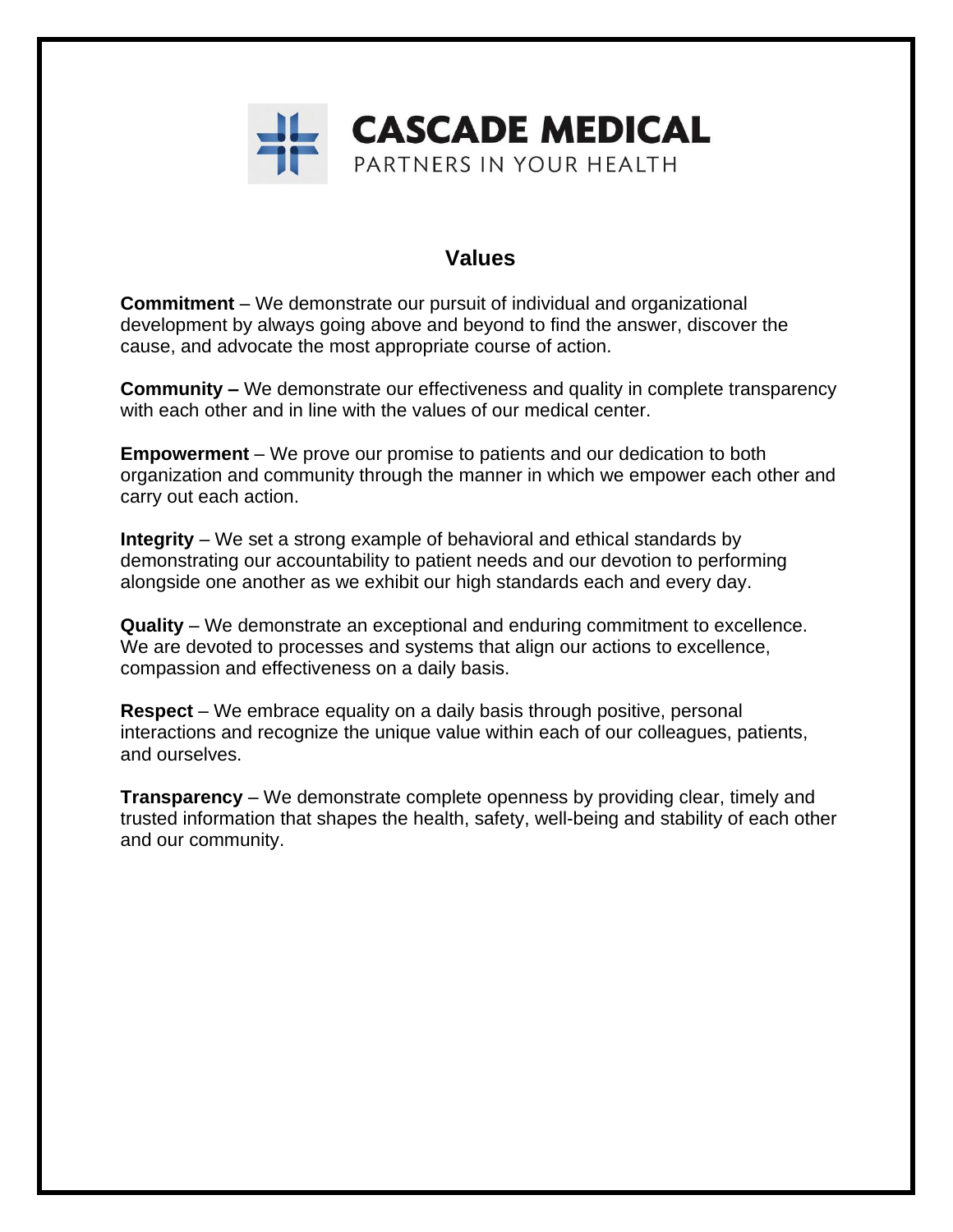**CASCADE MEDICAL**
PARTNERS IN YOUR HEALTH

## Values

**Commitment** – We demonstrate our pursuit of individual and organizational development by always going above and beyond to find the answer, discover the cause, and advocate the most appropriate course of action.

**Community –** We demonstrate our effectiveness and quality in complete transparency with each other and in line with the values of our medical center.

**Empowerment** – We prove our promise to patients and our dedication to both organization and community through the manner in which we empower each other and carry out each action.

**Integrity** – We set a strong example of behavioral and ethical standards by demonstrating our accountability to patient needs and our devotion to performing alongside one another as we exhibit our high standards each and every day.

**Quality** – We demonstrate an exceptional and enduring commitment to excellence. We are devoted to processes and systems that align our actions to excellence, compassion and effectiveness on a daily basis.

**Respect** – We embrace equality on a daily basis through positive, personal interactions and recognize the unique value within each of our colleagues, patients, and ourselves.

**Transparency** – We demonstrate complete openness by providing clear, timely and trusted information that shapes the health, safety, well-being and stability of each other and our community.